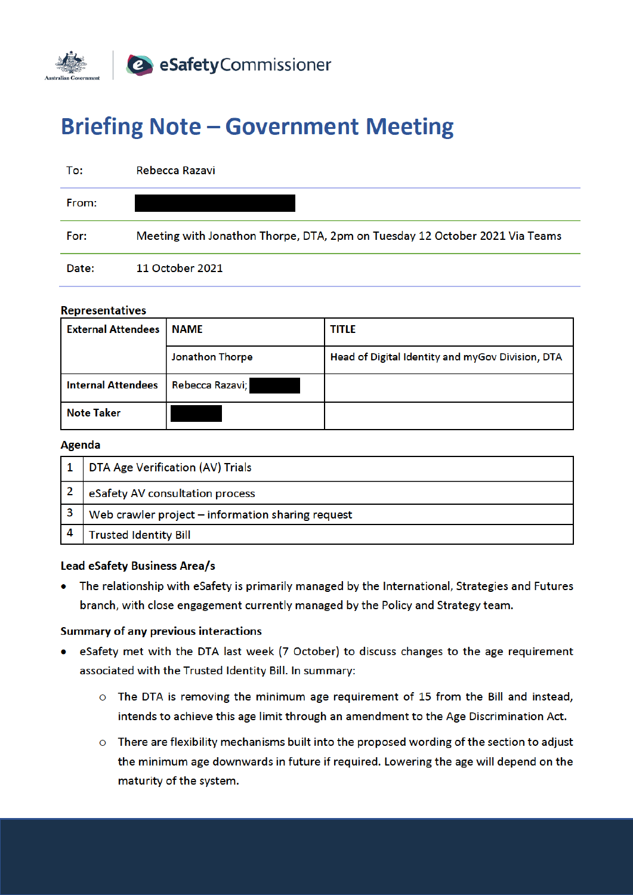# Briefing Note – Government Meeting

| | |
|---|---|
| To: | Rebecca Razavi |
| From: | ████████ |
| For: | Meeting with Jonathon Thorpe, DTA, 2pm on Tuesday 12 October 2021 Via Teams |
| Date: | 11 October 2021 |

**Representatives**

| External Attendees | NAME | TITLE |
|---|---|---|
| | Jonathon Thorpe | Head of Digital Identity and myGov Division, DTA |
| Internal Attendees | Rebecca Razavi; ████ | |
| Note Taker | ████ | |

**Agenda**

| | |
|---|---|
| 1 | DTA Age Verification (AV) Trials |
| 2 | eSafety AV consultation process |
| 3 | Web crawler project – information sharing request |
| 4 | Trusted Identity Bill |

**Lead eSafety Business Area/s**

- The relationship with eSafety is primarily managed by the International, Strategies and Futures branch, with close engagement currently managed by the Policy and Strategy team.

**Summary of any previous interactions**

- eSafety met with the DTA last week (7 October) to discuss changes to the age requirement associated with the Trusted Identity Bill. In summary:
  - The DTA is removing the minimum age requirement of 15 from the Bill and instead, intends to achieve this age limit through an amendment to the Age Discrimination Act.
  - There are flexibility mechanisms built into the proposed wording of the section to adjust the minimum age downwards in future if required. Lowering the age will depend on the maturity of the system.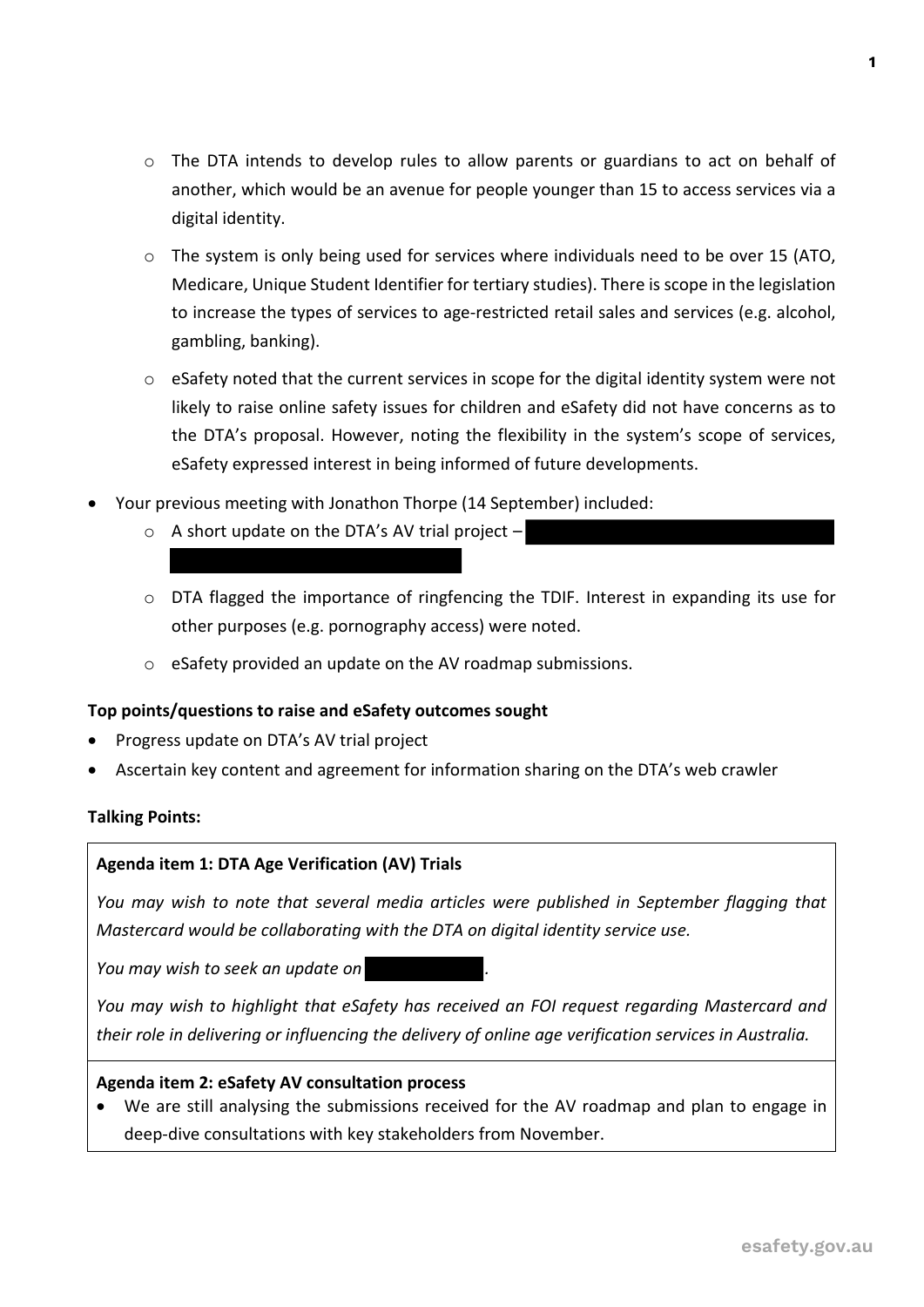- The DTA intends to develop rules to allow parents or guardians to act on behalf of another, which would be an avenue for people younger than 15 to access services via a digital identity.
  - The system is only being used for services where individuals need to be over 15 (ATO, Medicare, Unique Student Identifier for tertiary studies). There is scope in the legislation to increase the types of services to age-restricted retail sales and services (e.g. alcohol, gambling, banking).
  - eSafety noted that the current services in scope for the digital identity system were not likely to raise online safety issues for children and eSafety did not have concerns as to the DTA's proposal. However, noting the flexibility in the system's scope of services, eSafety expressed interest in being informed of future developments.
- Your previous meeting with Jonathon Thorpe (14 September) included:
  - A short update on the DTA's AV trial project – [REDACTED]
  - DTA flagged the importance of ringfencing the TDIF. Interest in expanding its use for other purposes (e.g. pornography access) were noted.
  - eSafety provided an update on the AV roadmap submissions.

**Top points/questions to raise and eSafety outcomes sought**

- Progress update on DTA's AV trial project
- Ascertain key content and agreement for information sharing on the DTA's web crawler

**Talking Points:**

**Agenda item 1: DTA Age Verification (AV) Trials**

*You may wish to note that several media articles were published in September flagging that Mastercard would be collaborating with the DTA on digital identity service use.*

*You may wish to seek an update on* [REDACTED].

*You may wish to highlight that eSafety has received an FOI request regarding Mastercard and their role in delivering or influencing the delivery of online age verification services in Australia.*

**Agenda item 2: eSafety AV consultation process**

- We are still analysing the submissions received for the AV roadmap and plan to engage in deep-dive consultations with key stakeholders from November.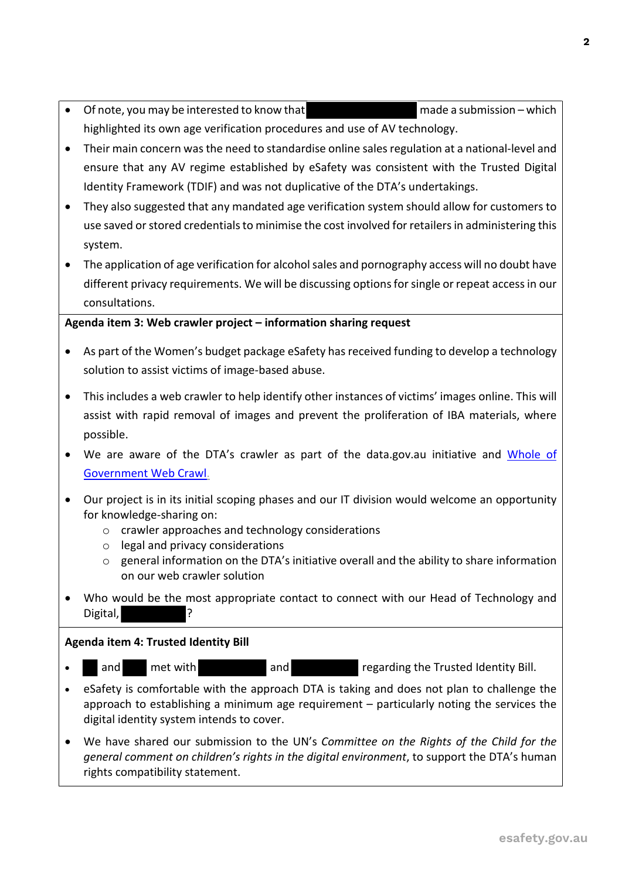- Of note, you may be interested to know that [REDACTED] made a submission – which highlighted its own age verification procedures and use of AV technology.
- Their main concern was the need to standardise online sales regulation at a national-level and ensure that any AV regime established by eSafety was consistent with the Trusted Digital Identity Framework (TDIF) and was not duplicative of the DTA's undertakings.
- They also suggested that any mandated age verification system should allow for customers to use saved or stored credentials to minimise the cost involved for retailers in administering this system.
- The application of age verification for alcohol sales and pornography access will no doubt have different privacy requirements. We will be discussing options for single or repeat access in our consultations.

**Agenda item 3: Web crawler project – information sharing request**

- As part of the Women's budget package eSafety has received funding to develop a technology solution to assist victims of image-based abuse.
- This includes a web crawler to help identify other instances of victims' images online. This will assist with rapid removal of images and prevent the proliferation of IBA materials, where possible.
- We are aware of the DTA's crawler as part of the data.gov.au initiative and Whole of Government Web Crawl.
- Our project is in its initial scoping phases and our IT division would welcome an opportunity for knowledge-sharing on:
  - crawler approaches and technology considerations
  - legal and privacy considerations
  - general information on the DTA's initiative overall and the ability to share information on our web crawler solution
- Who would be the most appropriate contact to connect with our Head of Technology and Digital, [REDACTED]?

**Agenda item 4: Trusted Identity Bill**

- [REDACTED] and [REDACTED] met with [REDACTED] and [REDACTED] regarding the Trusted Identity Bill.
- eSafety is comfortable with the approach DTA is taking and does not plan to challenge the approach to establishing a minimum age requirement – particularly noting the services the digital identity system intends to cover.
- We have shared our submission to the UN's *Committee on the Rights of the Child for the general comment on children's rights in the digital environment*, to support the DTA's human rights compatibility statement.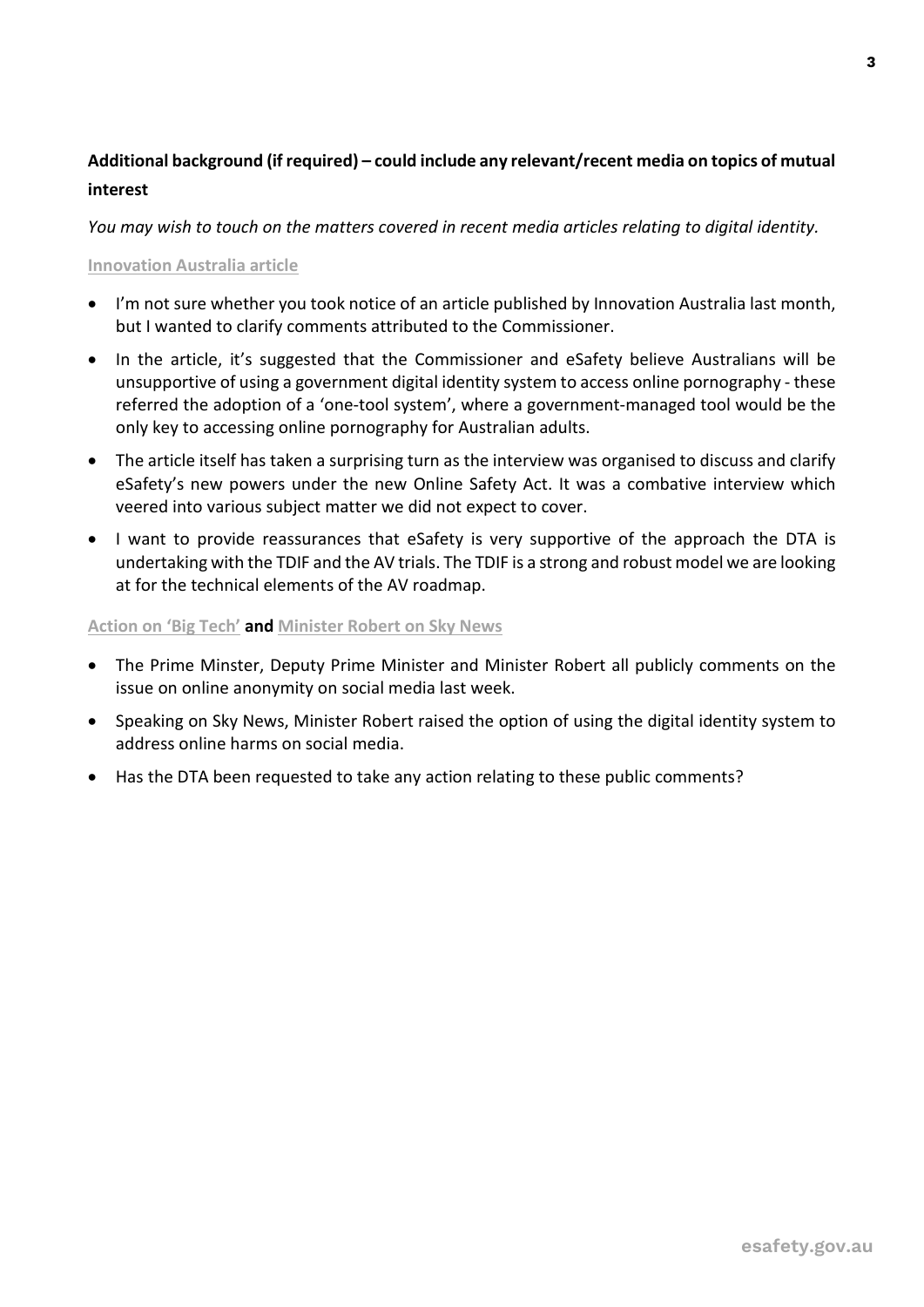**Additional background (if required) – could include any relevant/recent media on topics of mutual interest**

*You may wish to touch on the matters covered in recent media articles relating to digital identity.*

**Innovation Australia article**

- I'm not sure whether you took notice of an article published by Innovation Australia last month, but I wanted to clarify comments attributed to the Commissioner.
- In the article, it's suggested that the Commissioner and eSafety believe Australians will be unsupportive of using a government digital identity system to access online pornography - these referred the adoption of a 'one-tool system', where a government-managed tool would be the only key to accessing online pornography for Australian adults.
- The article itself has taken a surprising turn as the interview was organised to discuss and clarify eSafety's new powers under the new Online Safety Act. It was a combative interview which veered into various subject matter we did not expect to cover.
- I want to provide reassurances that eSafety is very supportive of the approach the DTA is undertaking with the TDIF and the AV trials. The TDIF is a strong and robust model we are looking at for the technical elements of the AV roadmap.

**Action on 'Big Tech' and Minister Robert on Sky News**

- The Prime Minster, Deputy Prime Minister and Minister Robert all publicly comments on the issue on online anonymity on social media last week.
- Speaking on Sky News, Minister Robert raised the option of using the digital identity system to address online harms on social media.
- Has the DTA been requested to take any action relating to these public comments?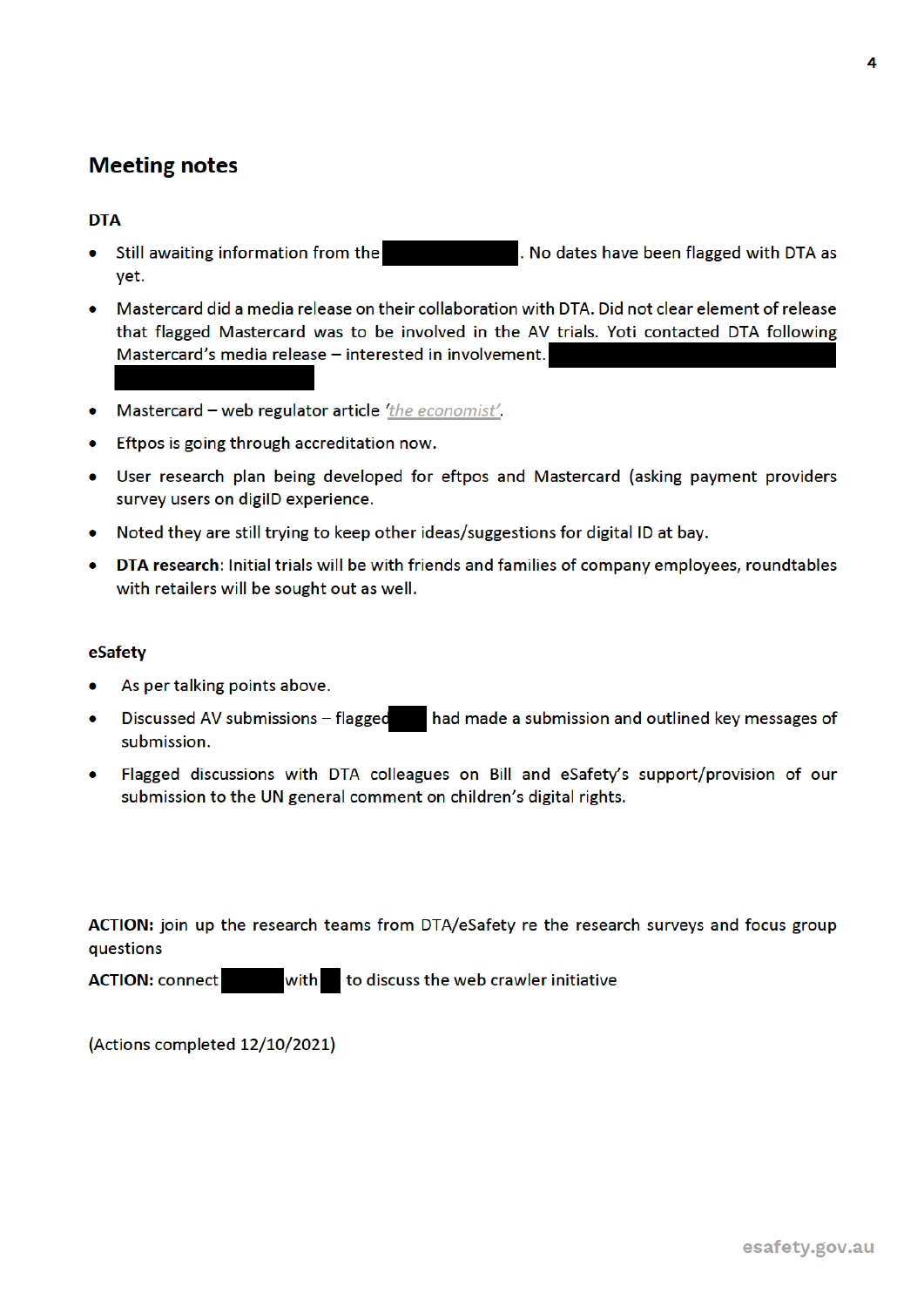## Meeting notes

### DTA

- Still awaiting information from the [redacted]. No dates have been flagged with DTA as yet.
- Mastercard did a media release on their collaboration with DTA. Did not clear element of release that flagged Mastercard was to be involved in the AV trials. Yoti contacted DTA following Mastercard's media release – interested in involvement. [redacted]
- Mastercard – web regulator article *'the economist'*.
- Eftpos is going through accreditation now.
- User research plan being developed for eftpos and Mastercard (asking payment providers survey users on digiID experience.
- Noted they are still trying to keep other ideas/suggestions for digital ID at bay.
- **DTA research**: Initial trials will be with friends and families of company employees, roundtables with retailers will be sought out as well.

### eSafety

- As per talking points above.
- Discussed AV submissions – flagged [redacted] had made a submission and outlined key messages of submission.
- Flagged discussions with DTA colleagues on Bill and eSafety's support/provision of our submission to the UN general comment on children's digital rights.

**ACTION:** join up the research teams from DTA/eSafety re the research surveys and focus group questions

**ACTION:** connect [redacted] with [redacted] to discuss the web crawler initiative

(Actions completed 12/10/2021)